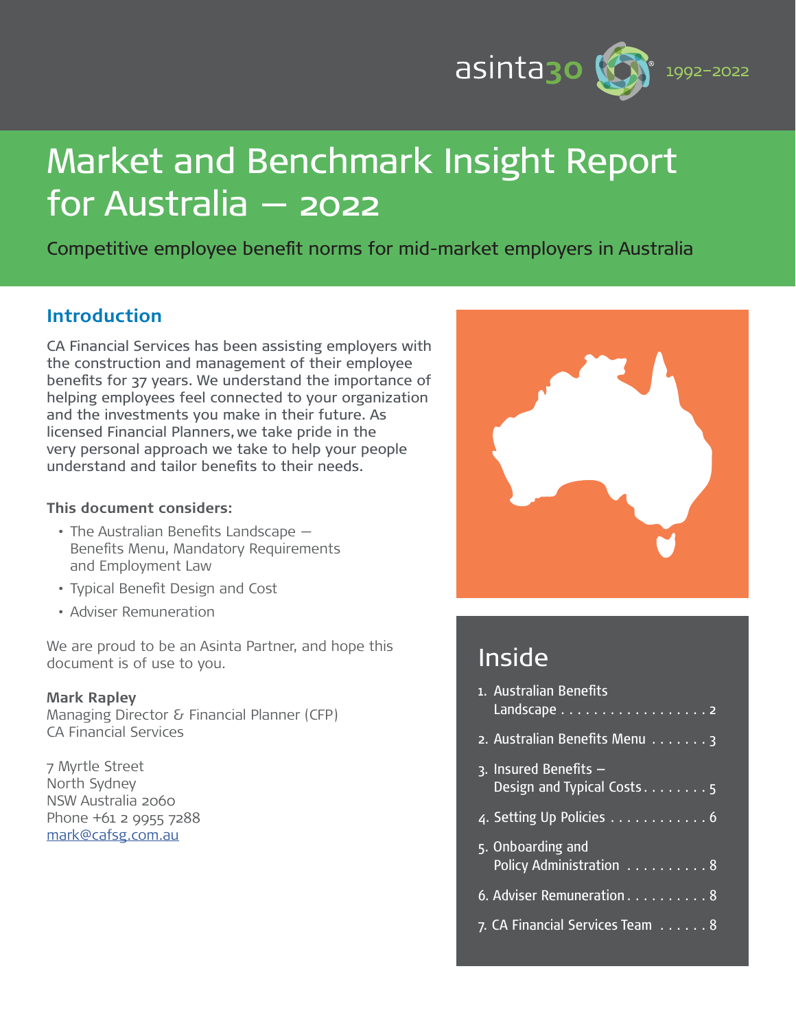asinta30 1992–2022

# Market and Benchmark Insight Report for Australia — 2022

Competitive employee benefit norms for mid-market employers in Australia

## Introduction

CA Financial Services has been assisting employers with the construction and management of their employee benefits for 37 years. We understand the importance of helping employees feel connected to your organization and the investments you make in their future. As licensed Financial Planners, we take pride in the very personal approach we take to help your people understand and tailor benefits to their needs.

**This document considers:**

- The Australian Benefits Landscape — Benefits Menu, Mandatory Requirements and Employment Law
- Typical Benefit Design and Cost
- Adviser Remuneration

We are proud to be an Asinta Partner, and hope this document is of use to you.

**Mark Rapley**
Managing Director & Financial Planner (CFP)
CA Financial Services

7 Myrtle Street
North Sydney
NSW Australia 2060
Phone +61 2 9955 7288
mark@cafsg.com.au

## Inside

1. Australian Benefits Landscape . . . . . . . . . . . . . . . . . . 2
2. Australian Benefits Menu . . . . . . . 3
3. Insured Benefits – Design and Typical Costs . . . . . . . . 5
4. Setting Up Policies . . . . . . . . . . . . 6
5. Onboarding and Policy Administration . . . . . . . . . . 8
6. Adviser Remuneration . . . . . . . . . . 8
7. CA Financial Services Team . . . . . . 8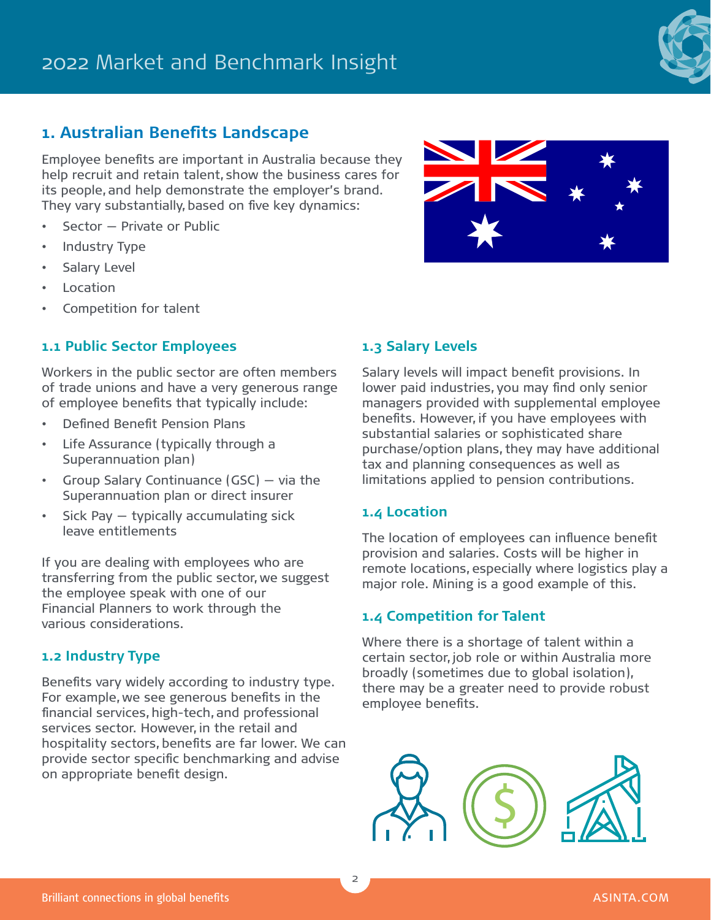# 1. Australian Benefits Landscape

Employee benefits are important in Australia because they help recruit and retain talent, show the business cares for its people, and help demonstrate the employer's brand. They vary substantially, based on five key dynamics:

- Sector – Private or Public
- Industry Type
- Salary Level
- Location
- Competition for talent

## 1.1 Public Sector Employees

Workers in the public sector are often members of trade unions and have a very generous range of employee benefits that typically include:

- Defined Benefit Pension Plans
- Life Assurance (typically through a Superannuation plan)
- Group Salary Continuance (GSC) – via the Superannuation plan or direct insurer
- Sick Pay – typically accumulating sick leave entitlements

If you are dealing with employees who are transferring from the public sector, we suggest the employee speak with one of our Financial Planners to work through the various considerations.

## 1.2 Industry Type

Benefits vary widely according to industry type. For example, we see generous benefits in the financial services, high-tech, and professional services sector. However, in the retail and hospitality sectors, benefits are far lower. We can provide sector specific benchmarking and advise on appropriate benefit design.

## 1.3 Salary Levels

Salary levels will impact benefit provisions. In lower paid industries, you may find only senior managers provided with supplemental employee benefits. However, if you have employees with substantial salaries or sophisticated share purchase/option plans, they may have additional tax and planning consequences as well as limitations applied to pension contributions.

## 1.4 Location

The location of employees can influence benefit provision and salaries. Costs will be higher in remote locations, especially where logistics play a major role. Mining is a good example of this.

## 1.4 Competition for Talent

Where there is a shortage of talent within a certain sector, job role or within Australia more broadly (sometimes due to global isolation), there may be a greater need to provide robust employee benefits.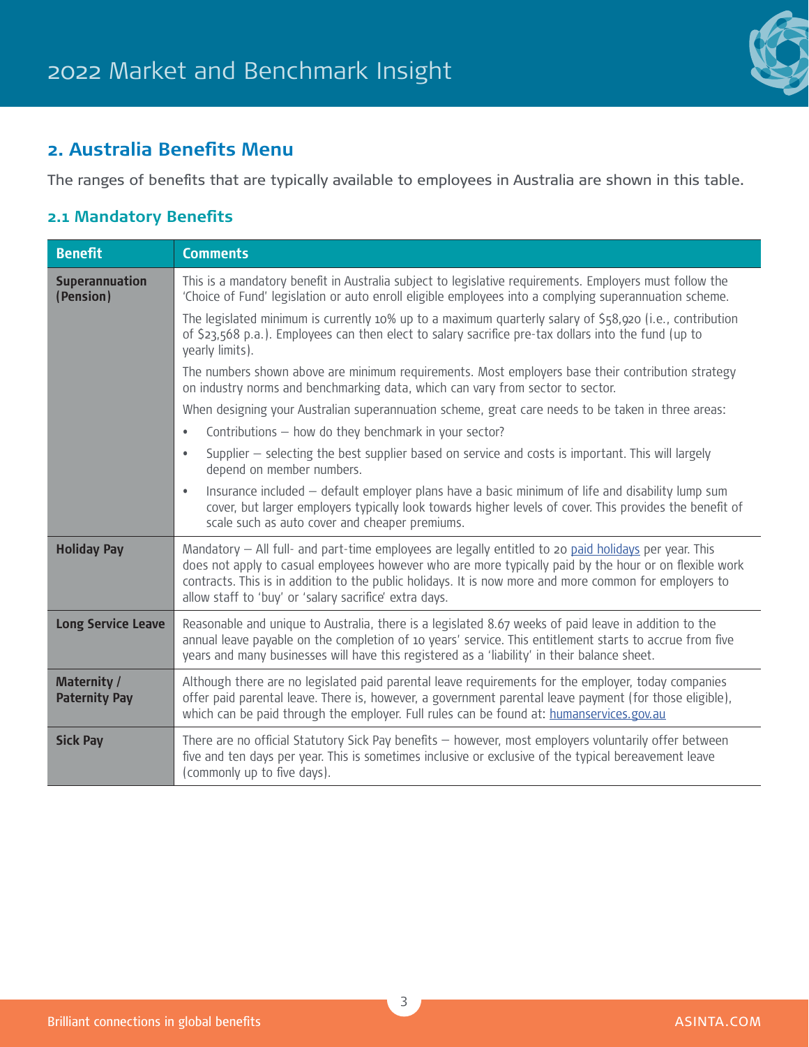## 2. Australia Benefits Menu

The ranges of benefits that are typically available to employees in Australia are shown in this table.

### 2.1 Mandatory Benefits

| Benefit | Comments |
|---|---|
| **Superannuation (Pension)** | This is a mandatory benefit in Australia subject to legislative requirements. Employers must follow the 'Choice of Fund' legislation or auto enroll eligible employees into a complying superannuation scheme.<br><br>The legislated minimum is currently 10% up to a maximum quarterly salary of $58,920 (i.e., contribution of $23,568 p.a.). Employees can then elect to salary sacrifice pre-tax dollars into the fund (up to yearly limits).<br><br>The numbers shown above are minimum requirements. Most employers base their contribution strategy on industry norms and benchmarking data, which can vary from sector to sector.<br><br>When designing your Australian superannuation scheme, great care needs to be taken in three areas:<br>• Contributions – how do they benchmark in your sector?<br>• Supplier – selecting the best supplier based on service and costs is important. This will largely depend on member numbers.<br>• Insurance included – default employer plans have a basic minimum of life and disability lump sum cover, but larger employers typically look towards higher levels of cover. This provides the benefit of scale such as auto cover and cheaper premiums. |
| **Holiday Pay** | Mandatory – All full- and part-time employees are legally entitled to 20 paid holidays per year. This does not apply to casual employees however who are more typically paid by the hour or on flexible work contracts. This is in addition to the public holidays. It is now more and more common for employers to allow staff to 'buy' or 'salary sacrifice' extra days. |
| **Long Service Leave** | Reasonable and unique to Australia, there is a legislated 8.67 weeks of paid leave in addition to the annual leave payable on the completion of 10 years' service. This entitlement starts to accrue from five years and many businesses will have this registered as a 'liability' in their balance sheet. |
| **Maternity / Paternity Pay** | Although there are no legislated paid parental leave requirements for the employer, today companies offer paid parental leave. There is, however, a government parental leave payment (for those eligible), which can be paid through the employer. Full rules can be found at: humanservices.gov.au |
| **Sick Pay** | There are no official Statutory Sick Pay benefits – however, most employers voluntarily offer between five and ten days per year. This is sometimes inclusive or exclusive of the typical bereavement leave (commonly up to five days). |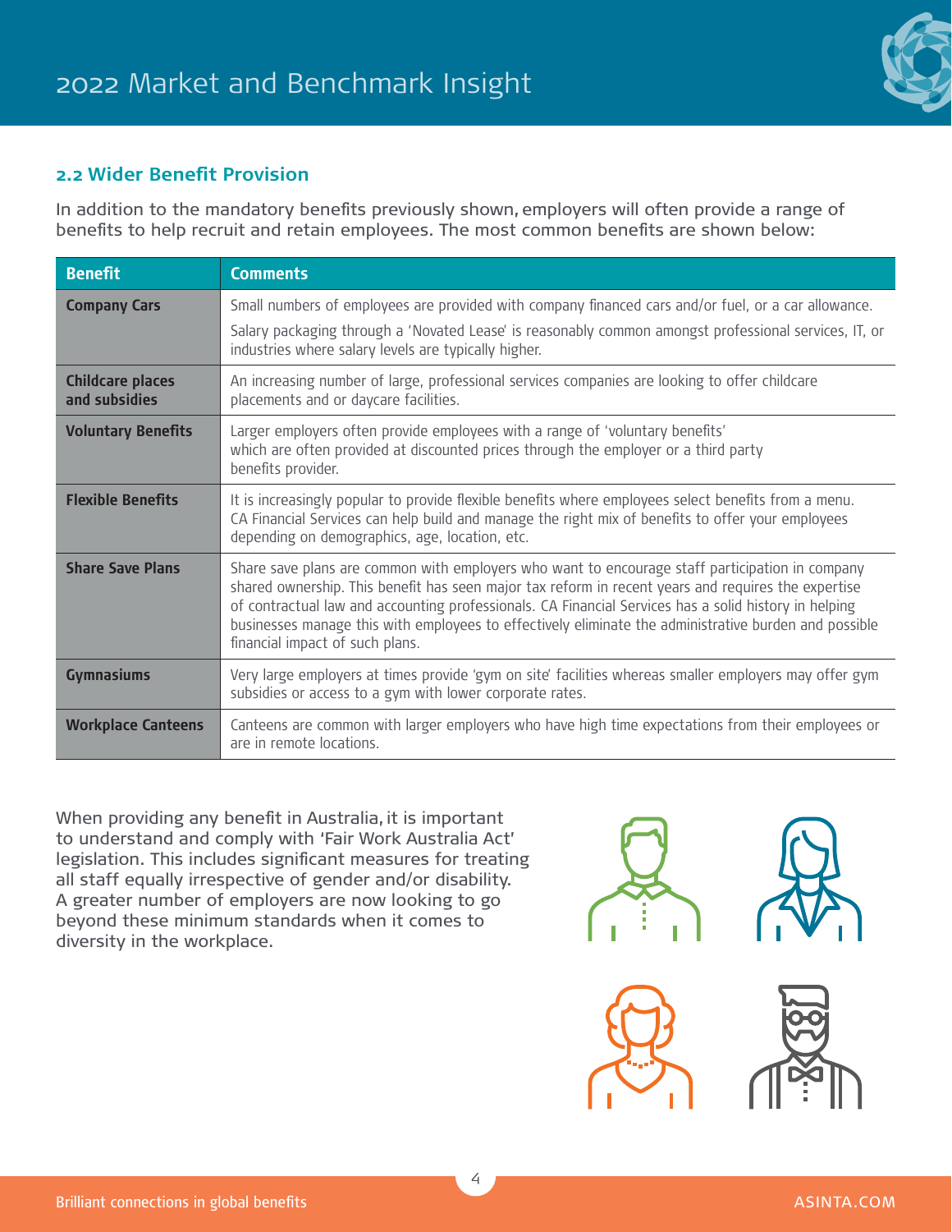## 2.2 Wider Benefit Provision

In addition to the mandatory benefits previously shown, employers will often provide a range of benefits to help recruit and retain employees. The most common benefits are shown below:

| Benefit | Comments |
|---|---|
| **Company Cars** | Small numbers of employees are provided with company financed cars and/or fuel, or a car allowance.<br>Salary packaging through a 'Novated Lease' is reasonably common amongst professional services, IT, or industries where salary levels are typically higher. |
| **Childcare places and subsidies** | An increasing number of large, professional services companies are looking to offer childcare placements and or daycare facilities. |
| **Voluntary Benefits** | Larger employers often provide employees with a range of 'voluntary benefits' which are often provided at discounted prices through the employer or a third party benefits provider. |
| **Flexible Benefits** | It is increasingly popular to provide flexible benefits where employees select benefits from a menu. CA Financial Services can help build and manage the right mix of benefits to offer your employees depending on demographics, age, location, etc. |
| **Share Save Plans** | Share save plans are common with employers who want to encourage staff participation in company shared ownership. This benefit has seen major tax reform in recent years and requires the expertise of contractual law and accounting professionals. CA Financial Services has a solid history in helping businesses manage this with employees to effectively eliminate the administrative burden and possible financial impact of such plans. |
| **Gymnasiums** | Very large employers at times provide 'gym on site' facilities whereas smaller employers may offer gym subsidies or access to a gym with lower corporate rates. |
| **Workplace Canteens** | Canteens are common with larger employers who have high time expectations from their employees or are in remote locations. |

When providing any benefit in Australia, it is important to understand and comply with 'Fair Work Australia Act' legislation. This includes significant measures for treating all staff equally irrespective of gender and/or disability. A greater number of employers are now looking to go beyond these minimum standards when it comes to diversity in the workplace.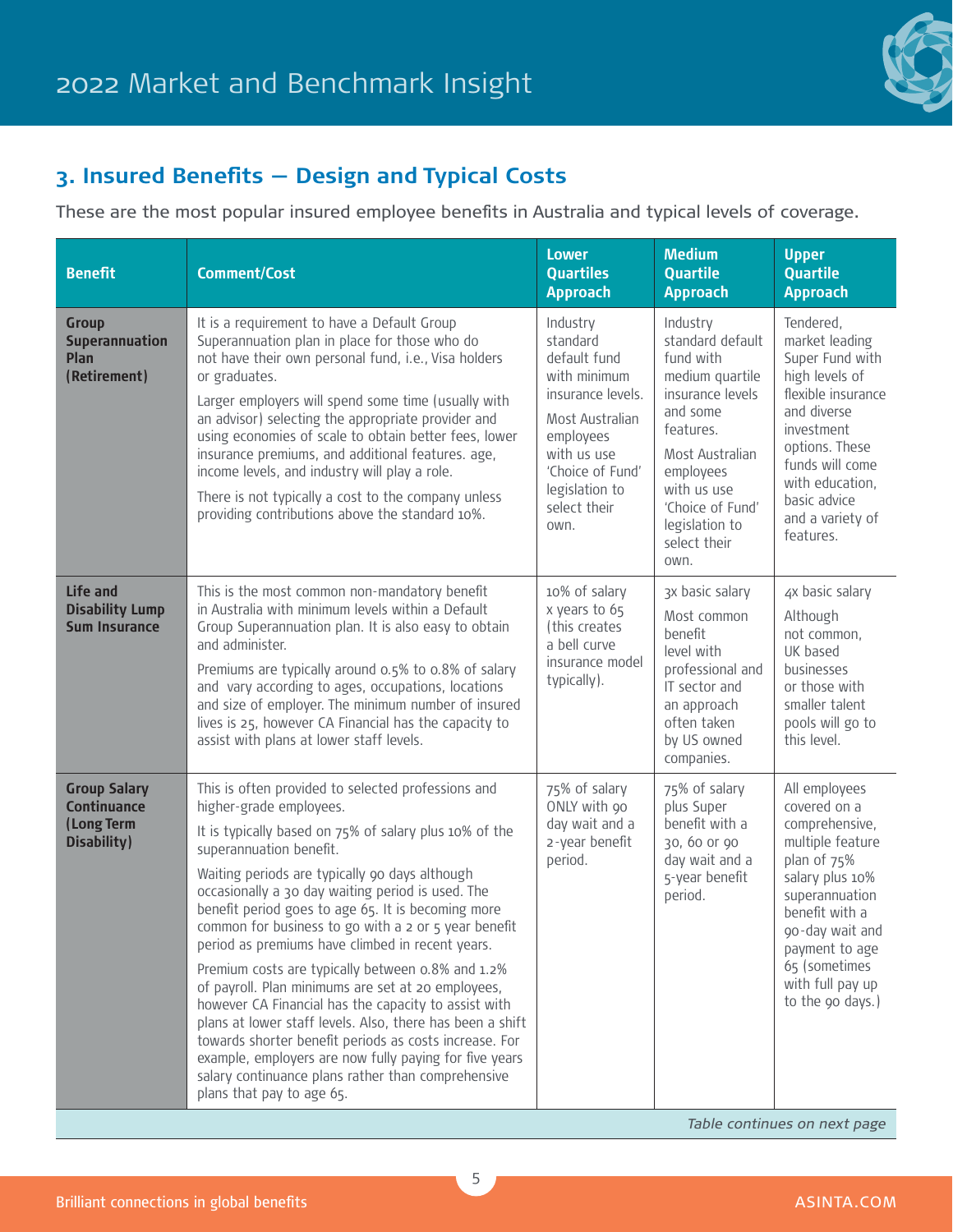## 3. Insured Benefits — Design and Typical Costs

These are the most popular insured employee benefits in Australia and typical levels of coverage.

| Benefit | Comment/Cost | Lower Quartiles Approach | Medium Quartile Approach | Upper Quartile Approach |
|---|---|---|---|---|
| **Group Superannuation Plan (Retirement)** | It is a requirement to have a Default Group Superannuation plan in place for those who do not have their own personal fund, i.e., Visa holders or graduates.<br><br>Larger employers will spend some time (usually with an advisor) selecting the appropriate provider and using economies of scale to obtain better fees, lower insurance premiums, and additional features. age, income levels, and industry will play a role.<br><br>There is not typically a cost to the company unless providing contributions above the standard 10%. | Industry standard default fund with minimum insurance levels.<br><br>Most Australian employees with us use 'Choice of Fund' legislation to select their own. | Industry standard default fund with medium quartile insurance levels and some features.<br><br>Most Australian employees with us use 'Choice of Fund' legislation to select their own. | Tendered, market leading Super Fund with high levels of flexible insurance and diverse investment options. These funds will come with education, basic advice and a variety of features. |
| **Life and Disability Lump Sum Insurance** | This is the most common non-mandatory benefit in Australia with minimum levels within a Default Group Superannuation plan. It is also easy to obtain and administer.<br><br>Premiums are typically around 0.5% to 0.8% of salary and vary according to ages, occupations, locations and size of employer. The minimum number of insured lives is 25, however CA Financial has the capacity to assist with plans at lower staff levels. | 10% of salary x years to 65 (this creates a bell curve insurance model typically). | 3x basic salary<br><br>Most common benefit level with professional and IT sector and an approach often taken by US owned companies. | 4x basic salary<br><br>Although not common, UK based businesses or those with smaller talent pools will go to this level. |
| **Group Salary Continuance (Long Term Disability)** | This is often provided to selected professions and higher-grade employees.<br><br>It is typically based on 75% of salary plus 10% of the superannuation benefit.<br><br>Waiting periods are typically 90 days although occasionally a 30 day waiting period is used. The benefit period goes to age 65. It is becoming more common for business to go with a 2 or 5 year benefit period as premiums have climbed in recent years.<br><br>Premium costs are typically between 0.8% and 1.2% of payroll. Plan minimums are set at 20 employees, however CA Financial has the capacity to assist with plans at lower staff levels. Also, there has been a shift towards shorter benefit periods as costs increase. For example, employers are now fully paying for five years salary continuance plans rather than comprehensive plans that pay to age 65. | 75% of salary ONLY with 90 day wait and a 2-year benefit period. | 75% of salary plus Super benefit with a 30, 60 or 90 day wait and a 5-year benefit period. | All employees covered on a comprehensive, multiple feature plan of 75% salary plus 10% superannuation benefit with a 90-day wait and payment to age 65 (sometimes with full pay up to the 90 days.) |

*Table continues on next page*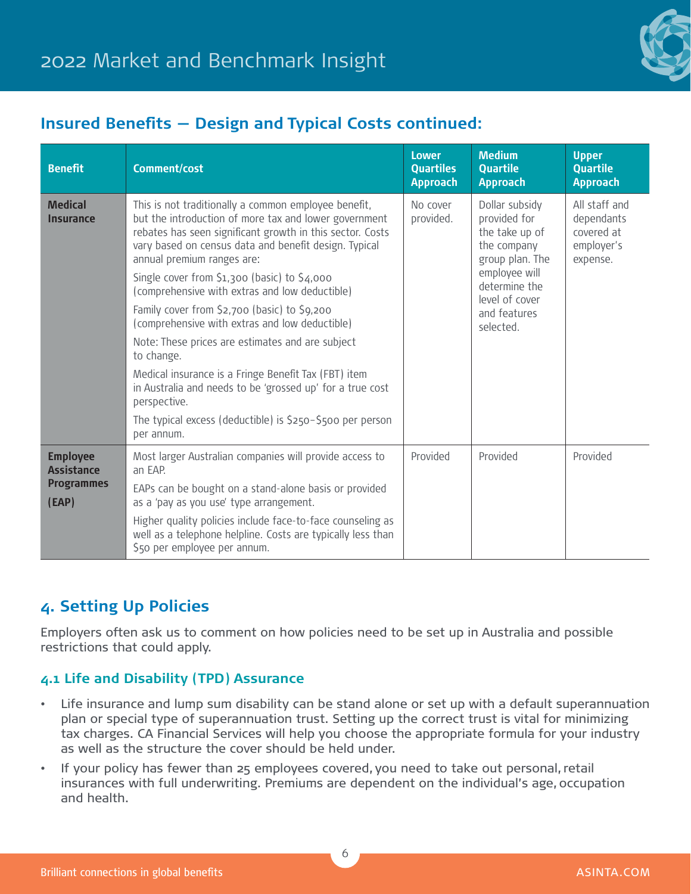## Insured Benefits – Design and Typical Costs continued:

| Benefit | Comment/cost | Lower Quartiles Approach | Medium Quartile Approach | Upper Quartile Approach |
|---|---|---|---|---|
| **Medical Insurance** | This is not traditionally a common employee benefit, but the introduction of more tax and lower government rebates has seen significant growth in this sector. Costs vary based on census data and benefit design. Typical annual premium ranges are:<br><br>Single cover from $1,300 (basic) to $4,000 (comprehensive with extras and low deductible)<br><br>Family cover from $2,700 (basic) to $9,200 (comprehensive with extras and low deductible)<br><br>Note: These prices are estimates and are subject to change.<br><br>Medical insurance is a Fringe Benefit Tax (FBT) item in Australia and needs to be 'grossed up' for a true cost perspective.<br><br>The typical excess (deductible) is $250–$500 per person per annum. | No cover provided. | Dollar subsidy provided for the take up of the company group plan. The employee will determine the level of cover and features selected. | All staff and dependants covered at employer's expense. |
| **Employee Assistance Programmes (EAP)** | Most larger Australian companies will provide access to an EAP.<br><br>EAPs can be bought on a stand-alone basis or provided as a 'pay as you use' type arrangement.<br><br>Higher quality policies include face-to-face counseling as well as a telephone helpline. Costs are typically less than $50 per employee per annum. | Provided | Provided | Provided |

## 4. Setting Up Policies

Employers often ask us to comment on how policies need to be set up in Australia and possible restrictions that could apply.

### 4.1 Life and Disability (TPD) Assurance

- Life insurance and lump sum disability can be stand alone or set up with a default superannuation plan or special type of superannuation trust. Setting up the correct trust is vital for minimizing tax charges. CA Financial Services will help you choose the appropriate formula for your industry as well as the structure the cover should be held under.
- If your policy has fewer than 25 employees covered, you need to take out personal, retail insurances with full underwriting. Premiums are dependent on the individual's age, occupation and health.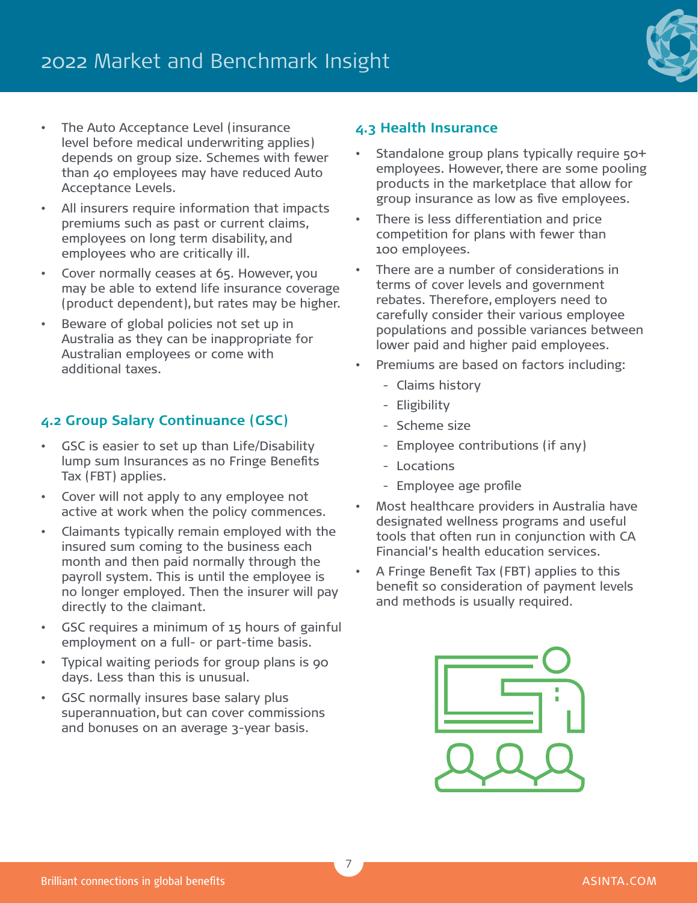- The Auto Acceptance Level (insurance level before medical underwriting applies) depends on group size. Schemes with fewer than 40 employees may have reduced Auto Acceptance Levels.
- All insurers require information that impacts premiums such as past or current claims, employees on long term disability, and employees who are critically ill.
- Cover normally ceases at 65. However, you may be able to extend life insurance coverage (product dependent), but rates may be higher.
- Beware of global policies not set up in Australia as they can be inappropriate for Australian employees or come with additional taxes.

### 4.2 Group Salary Continuance (GSC)

- GSC is easier to set up than Life/Disability lump sum Insurances as no Fringe Benefits Tax (FBT) applies.
- Cover will not apply to any employee not active at work when the policy commences.
- Claimants typically remain employed with the insured sum coming to the business each month and then paid normally through the payroll system. This is until the employee is no longer employed. Then the insurer will pay directly to the claimant.
- GSC requires a minimum of 15 hours of gainful employment on a full- or part-time basis.
- Typical waiting periods for group plans is 90 days. Less than this is unusual.
- GSC normally insures base salary plus superannuation, but can cover commissions and bonuses on an average 3-year basis.

### 4.3 Health Insurance

- Standalone group plans typically require 50+ employees. However, there are some pooling products in the marketplace that allow for group insurance as low as five employees.
- There is less differentiation and price competition for plans with fewer than 100 employees.
- There are a number of considerations in terms of cover levels and government rebates. Therefore, employers need to carefully consider their various employee populations and possible variances between lower paid and higher paid employees.
- Premiums are based on factors including:
  - Claims history
  - Eligibility
  - Scheme size
  - Employee contributions (if any)
  - Locations
  - Employee age profile
- Most healthcare providers in Australia have designated wellness programs and useful tools that often run in conjunction with CA Financial's health education services.
- A Fringe Benefit Tax (FBT) applies to this benefit so consideration of payment levels and methods is usually required.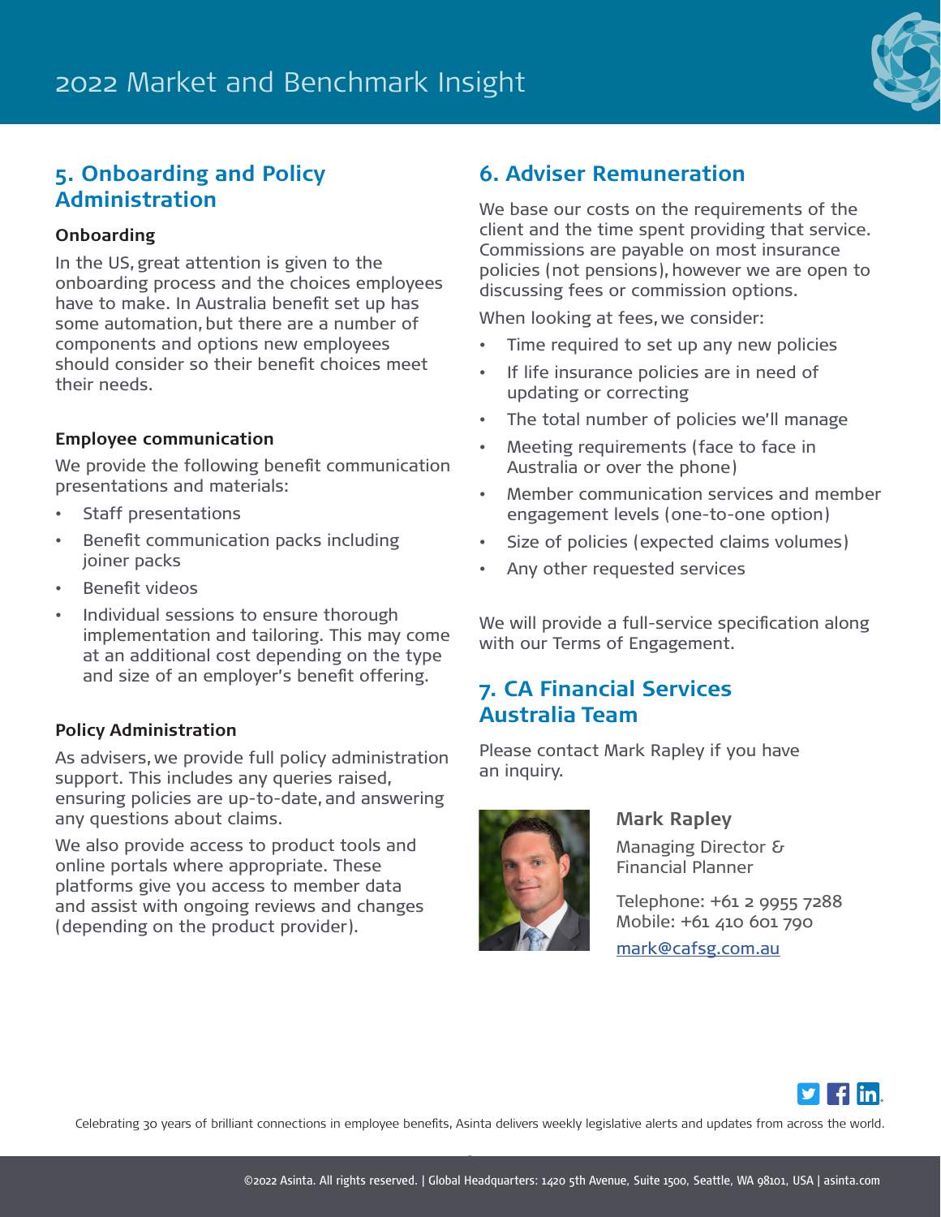## 5. Onboarding and Policy Administration

### Onboarding

In the US, great attention is given to the onboarding process and the choices employees have to make. In Australia benefit set up has some automation, but there are a number of components and options new employees should consider so their benefit choices meet their needs.

### Employee communication

We provide the following benefit communication presentations and materials:

- Staff presentations
- Benefit communication packs including joiner packs
- Benefit videos
- Individual sessions to ensure thorough implementation and tailoring. This may come at an additional cost depending on the type and size of an employer's benefit offering.

### Policy Administration

As advisers, we provide full policy administration support. This includes any queries raised, ensuring policies are up-to-date, and answering any questions about claims.

We also provide access to product tools and online portals where appropriate. These platforms give you access to member data and assist with ongoing reviews and changes (depending on the product provider).

## 6. Adviser Remuneration

We base our costs on the requirements of the client and the time spent providing that service. Commissions are payable on most insurance policies (not pensions), however we are open to discussing fees or commission options.

When looking at fees, we consider:

- Time required to set up any new policies
- If life insurance policies are in need of updating or correcting
- The total number of policies we'll manage
- Meeting requirements (face to face in Australia or over the phone)
- Member communication services and member engagement levels (one-to-one option)
- Size of policies (expected claims volumes)
- Any other requested services

We will provide a full-service specification along with our Terms of Engagement.

## 7. CA Financial Services Australia Team

Please contact Mark Rapley if you have an inquiry.

**Mark Rapley**

Managing Director & Financial Planner

Telephone: +61 2 9955 7288
Mobile: +61 410 601 790

mark@cafsg.com.au

Celebrating 30 years of brilliant connections in employee benefits, Asinta delivers weekly legislative alerts and updates from across the world.

©2022 Asinta. All rights reserved. | Global Headquarters: 1420 5th Avenue, Suite 1500, Seattle, WA 98101, USA | asinta.com